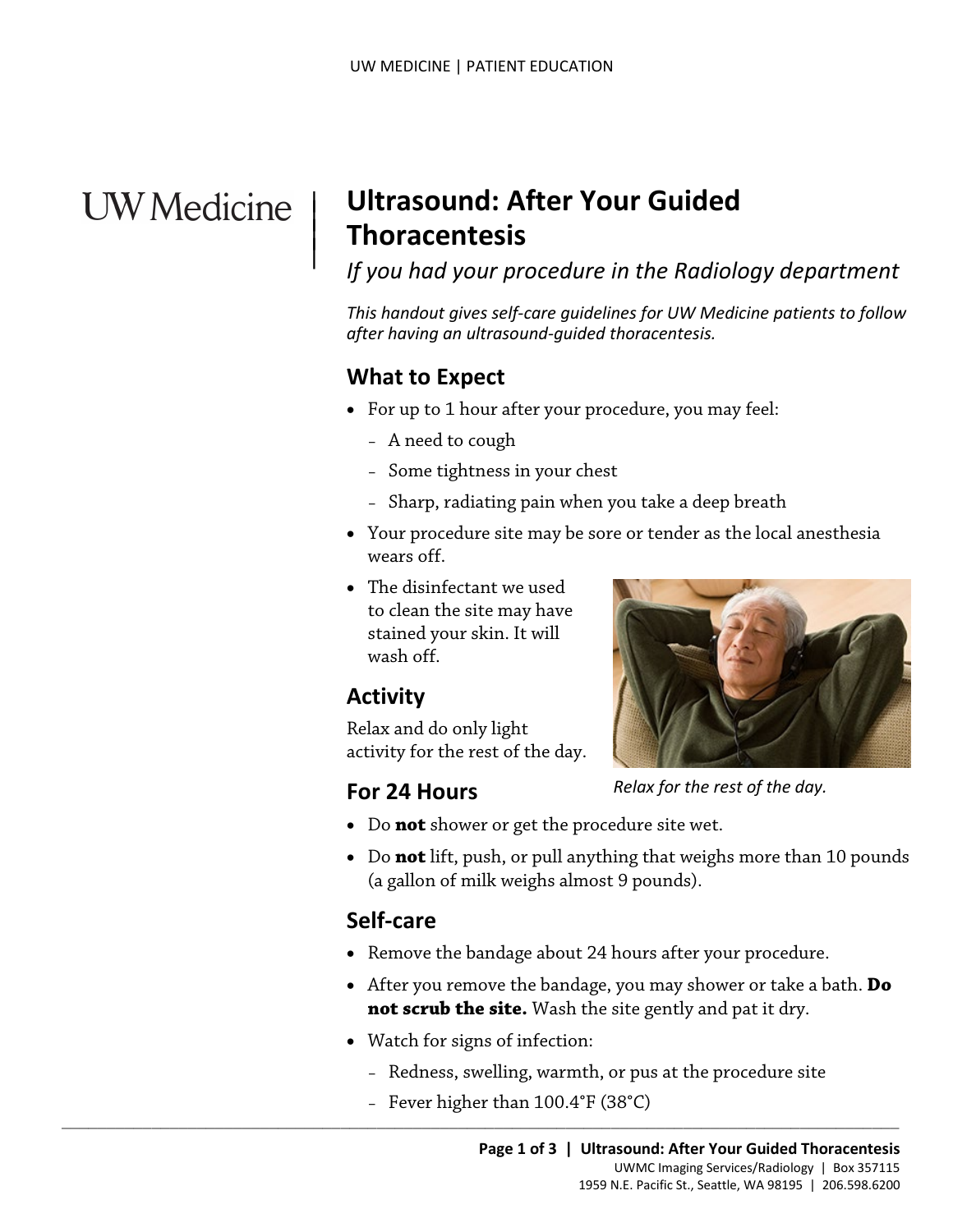# Ultrasound: After Your Guided Thoracentesis

*If you had your procedure in the Radiology department*

*This handout gives self-care guidelines for UW Medicine patients to follow after having an ultrasound-guided thoracentesis.*

## What to Expect

- For up to 1 hour after your procedure, you may feel:
  - A need to cough
  - Some tightness in your chest
  - Sharp, radiating pain when you take a deep breath
- Your procedure site may be sore or tender as the local anesthesia wears off.
- The disinfectant we used to clean the site may have stained your skin. It will wash off.

## Activity

Relax and do only light activity for the rest of the day.

*Relax for the rest of the day.*

## For 24 Hours

- Do **not** shower or get the procedure site wet.
- Do **not** lift, push, or pull anything that weighs more than 10 pounds (a gallon of milk weighs almost 9 pounds).

## Self-care

- Remove the bandage about 24 hours after your procedure.
- After you remove the bandage, you may shower or take a bath. **Do not scrub the site.** Wash the site gently and pat it dry.
- Watch for signs of infection:
  - Redness, swelling, warmth, or pus at the procedure site
  - Fever higher than 100.4°F (38°C)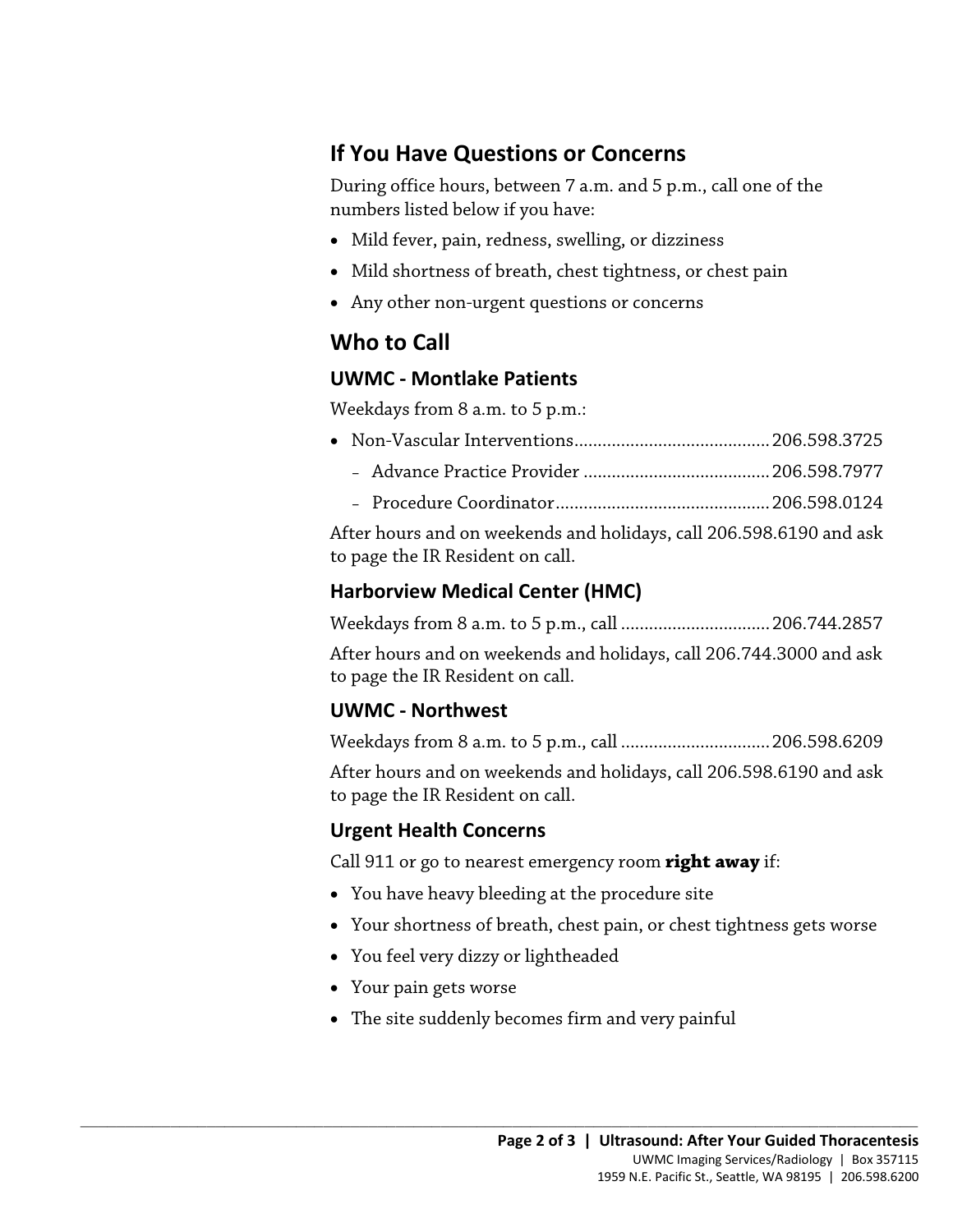## If You Have Questions or Concerns

During office hours, between 7 a.m. and 5 p.m., call one of the numbers listed below if you have:

- Mild fever, pain, redness, swelling, or dizziness
- Mild shortness of breath, chest tightness, or chest pain
- Any other non-urgent questions or concerns

## Who to Call

### UWMC - Montlake Patients

Weekdays from 8 a.m. to 5 p.m.:

- Non-Vascular Interventions.......................................... 206.598.3725
  - Advance Practice Provider ........................................ 206.598.7977
  - Procedure Coordinator............................................. 206.598.0124

After hours and on weekends and holidays, call 206.598.6190 and ask to page the IR Resident on call.

### Harborview Medical Center (HMC)

Weekdays from 8 a.m. to 5 p.m., call ................................ 206.744.2857

After hours and on weekends and holidays, call 206.744.3000 and ask to page the IR Resident on call.

### UWMC - Northwest

Weekdays from 8 a.m. to 5 p.m., call ............................... 206.598.6209

After hours and on weekends and holidays, call 206.598.6190 and ask to page the IR Resident on call.

### Urgent Health Concerns

Call 911 or go to nearest emergency room **right away** if:

- You have heavy bleeding at the procedure site
- Your shortness of breath, chest pain, or chest tightness gets worse
- You feel very dizzy or lightheaded
- Your pain gets worse
- The site suddenly becomes firm and very painful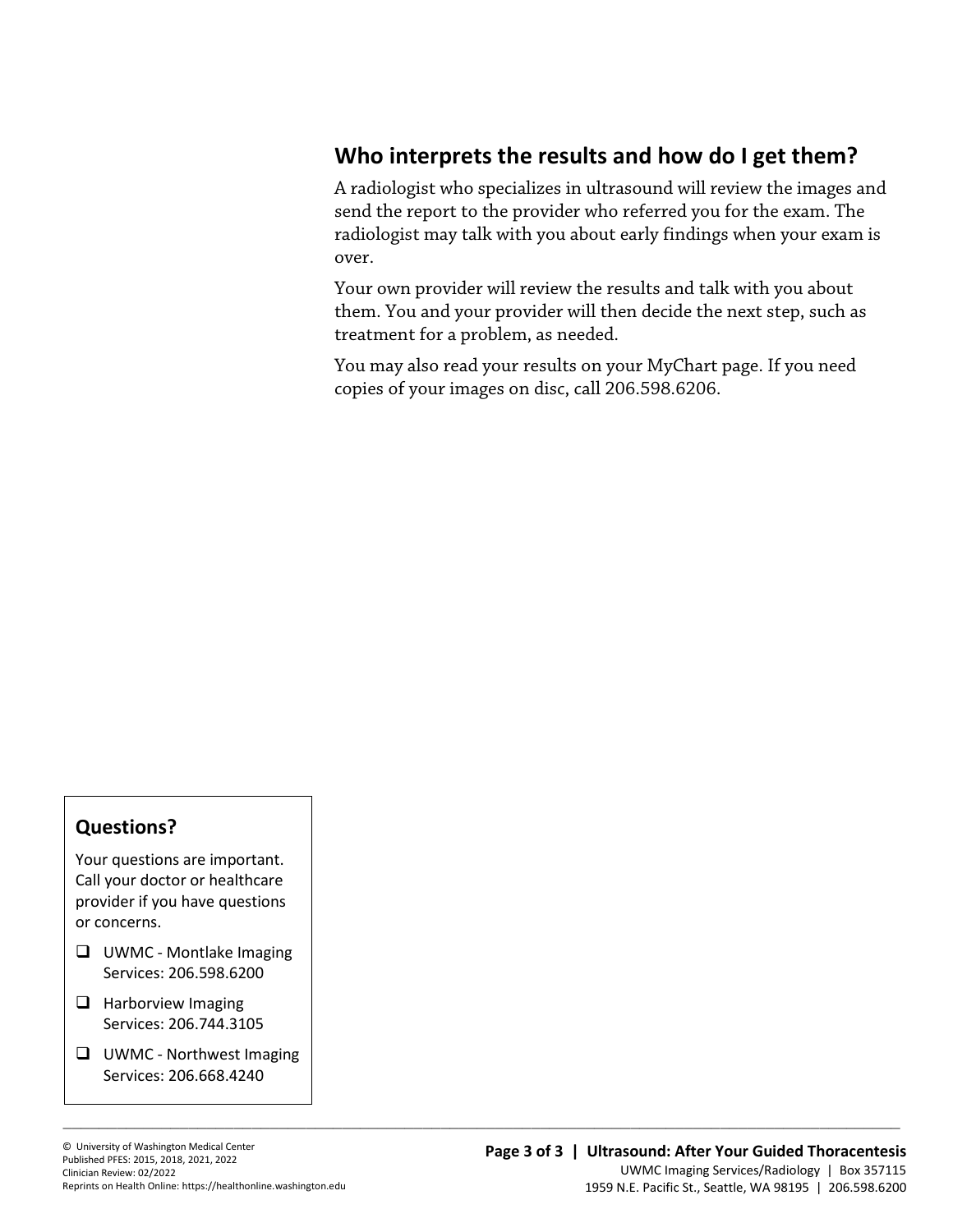## Who interprets the results and how do I get them?

A radiologist who specializes in ultrasound will review the images and send the report to the provider who referred you for the exam. The radiologist may talk with you about early findings when your exam is over.

Your own provider will review the results and talk with you about them. You and your provider will then decide the next step, such as treatment for a problem, as needed.

You may also read your results on your MyChart page. If you need copies of your images on disc, call 206.598.6206.

### Questions?

Your questions are important. Call your doctor or healthcare provider if you have questions or concerns.

- ❑ UWMC - Montlake Imaging Services: 206.598.6200
- ❑ Harborview Imaging Services: 206.744.3105
- ❑ UWMC - Northwest Imaging Services: 206.668.4240

© University of Washington Medical Center
Published PFES: 2015, 2018, 2021, 2022
Clinician Review: 02/2022
Reprints on Health Online: https://healthonline.washington.edu

UWMC Imaging Services/Radiology | Box 357115
1959 N.E. Pacific St., Seattle, WA 98195 | 206.598.6200